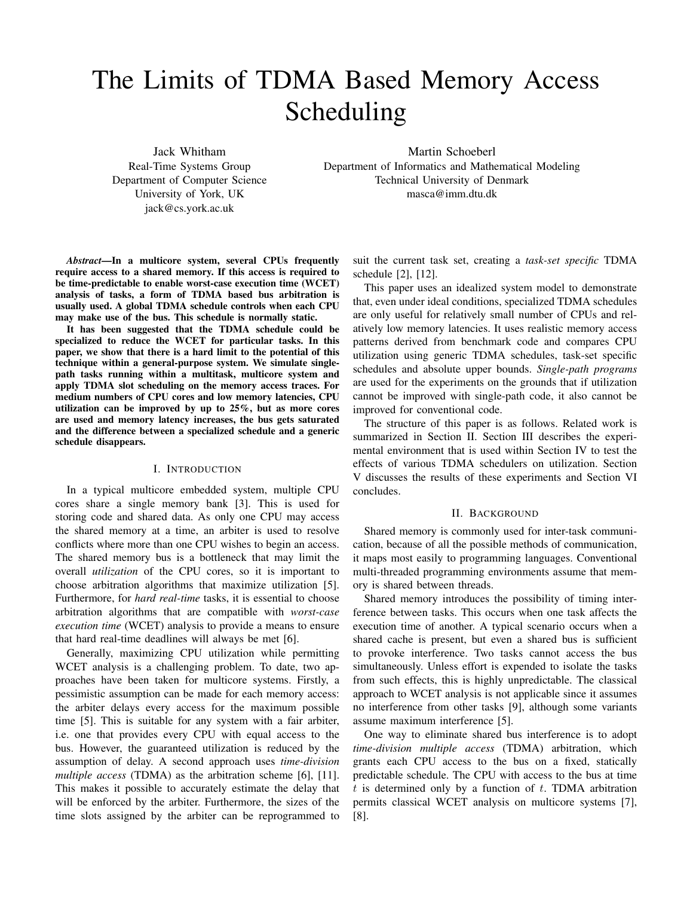# The Limits of TDMA Based Memory Access Scheduling

Jack Whitham
Real-Time Systems Group
Department of Computer Science
University of York, UK
jack@cs.york.ac.uk

Martin Schoeberl
Department of Informatics and Mathematical Modeling
Technical University of Denmark
masca@imm.dtu.dk

***Abstract*—In a multicore system, several CPUs frequently require access to a shared memory. If this access is required to be time-predictable to enable worst-case execution time (WCET) analysis of tasks, a form of TDMA based bus arbitration is usually used. A global TDMA schedule controls when each CPU may make use of the bus. This schedule is normally static.**

**It has been suggested that the TDMA schedule could be specialized to reduce the WCET for particular tasks. In this paper, we show that there is a hard limit to the potential of this technique within a general-purpose system. We simulate single-path tasks running within a multitask, multicore system and apply TDMA slot scheduling on the memory access traces. For medium numbers of CPU cores and low memory latencies, CPU utilization can be improved by up to 25%, but as more cores are used and memory latency increases, the bus gets saturated and the difference between a specialized schedule and a generic schedule disappears.**

## I. Introduction

In a typical multicore embedded system, multiple CPU cores share a single memory bank [3]. This is used for storing code and shared data. As only one CPU may access the shared memory at a time, an arbiter is used to resolve conflicts where more than one CPU wishes to begin an access. The shared memory bus is a bottleneck that may limit the overall *utilization* of the CPU cores, so it is important to choose arbitration algorithms that maximize utilization [5]. Furthermore, for *hard real-time* tasks, it is essential to choose arbitration algorithms that are compatible with *worst-case execution time* (WCET) analysis to provide a means to ensure that hard real-time deadlines will always be met [6].

Generally, maximizing CPU utilization while permitting WCET analysis is a challenging problem. To date, two approaches have been taken for multicore systems. Firstly, a pessimistic assumption can be made for each memory access: the arbiter delays every access for the maximum possible time [5]. This is suitable for any system with a fair arbiter, i.e. one that provides every CPU with equal access to the bus. However, the guaranteed utilization is reduced by the assumption of delay. A second approach uses *time-division multiple access* (TDMA) as the arbitration scheme [6], [11]. This makes it possible to accurately estimate the delay that will be enforced by the arbiter. Furthermore, the sizes of the time slots assigned by the arbiter can be reprogrammed to suit the current task set, creating a *task-set specific* TDMA schedule [2], [12].

This paper uses an idealized system model to demonstrate that, even under ideal conditions, specialized TDMA schedules are only useful for relatively small number of CPUs and relatively low memory latencies. It uses realistic memory access patterns derived from benchmark code and compares CPU utilization using generic TDMA schedules, task-set specific schedules and absolute upper bounds. *Single-path programs* are used for the experiments on the grounds that if utilization cannot be improved with single-path code, it also cannot be improved for conventional code.

The structure of this paper is as follows. Related work is summarized in Section II. Section III describes the experimental environment that is used within Section IV to test the effects of various TDMA schedulers on utilization. Section V discusses the results of these experiments and Section VI concludes.

## II. Background

Shared memory is commonly used for inter-task communication, because of all the possible methods of communication, it maps most easily to programming languages. Conventional multi-threaded programming environments assume that memory is shared between threads.

Shared memory introduces the possibility of timing interference between tasks. This occurs when one task affects the execution time of another. A typical scenario occurs when a shared cache is present, but even a shared bus is sufficient to provoke interference. Two tasks cannot access the bus simultaneously. Unless effort is expended to isolate the tasks from such effects, this is highly unpredictable. The classical approach to WCET analysis is not applicable since it assumes no interference from other tasks [9], although some variants assume maximum interference [5].

One way to eliminate shared bus interference is to adopt *time-division multiple access* (TDMA) arbitration, which grants each CPU access to the bus on a fixed, statically predictable schedule. The CPU with access to the bus at time $t$ is determined only by a function of $t$. TDMA arbitration permits classical WCET analysis on multicore systems [7], [8].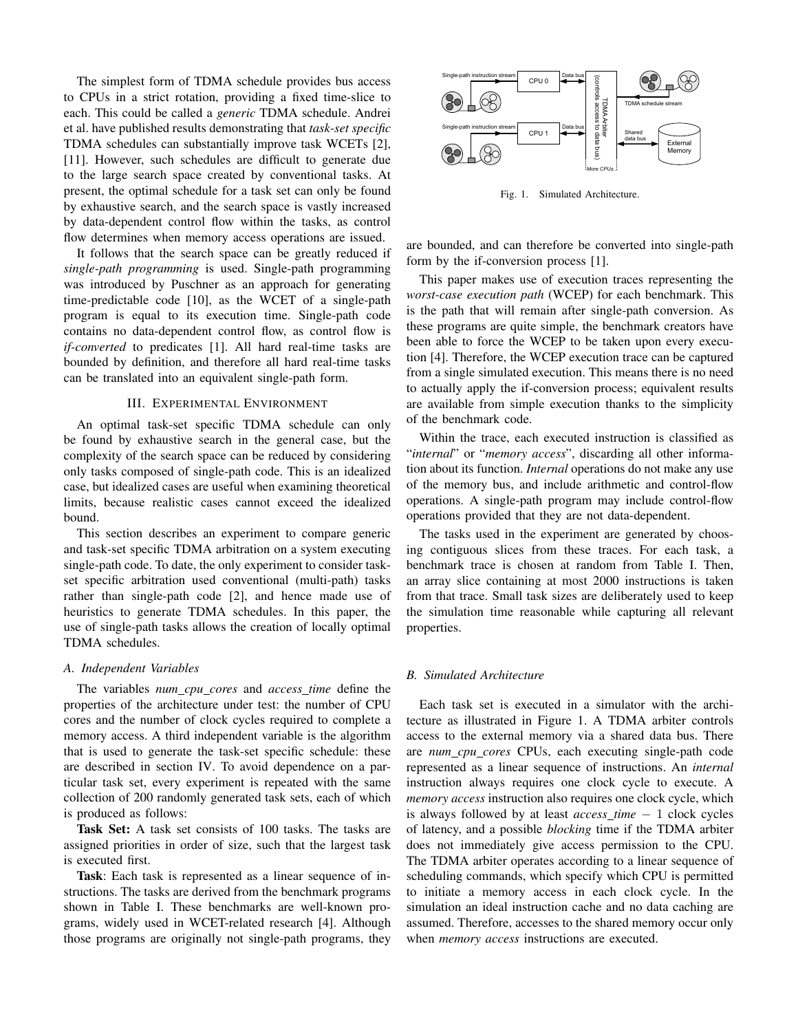The simplest form of TDMA schedule provides bus access to CPUs in a strict rotation, providing a fixed time-slice to each. This could be called a *generic* TDMA schedule. Andrei et al. have published results demonstrating that *task-set specific* TDMA schedules can substantially improve task WCETs [2], [11]. However, such schedules are difficult to generate due to the large search space created by conventional tasks. At present, the optimal schedule for a task set can only be found by exhaustive search, and the search space is vastly increased by data-dependent control flow within the tasks, as control flow determines when memory access operations are issued.

It follows that the search space can be greatly reduced if *single-path programming* is used. Single-path programming was introduced by Puschner as an approach for generating time-predictable code [10], as the WCET of a single-path program is equal to its execution time. Single-path code contains no data-dependent control flow, as control flow is *if-converted* to predicates [1]. All hard real-time tasks are bounded by definition, and therefore all hard real-time tasks can be translated into an equivalent single-path form.

## III. Experimental Environment

An optimal task-set specific TDMA schedule can only be found by exhaustive search in the general case, but the complexity of the search space can be reduced by considering only tasks composed of single-path code. This is an idealized case, but idealized cases are useful when examining theoretical limits, because realistic cases cannot exceed the idealized bound.

This section describes an experiment to compare generic and task-set specific TDMA arbitration on a system executing single-path code. To date, the only experiment to consider task-set specific arbitration used conventional (multi-path) tasks rather than single-path code [2], and hence made use of heuristics to generate TDMA schedules. In this paper, the use of single-path tasks allows the creation of locally optimal TDMA schedules.

### A. Independent Variables

The variables *num_cpu_cores* and *access_time* define the properties of the architecture under test: the number of CPU cores and the number of clock cycles required to complete a memory access. A third independent variable is the algorithm that is used to generate the task-set specific schedule: these are described in section IV. To avoid dependence on a particular task set, every experiment is repeated with the same collection of 200 randomly generated task sets, each of which is produced as follows:

**Task Set:** A task set consists of 100 tasks. The tasks are assigned priorities in order of size, such that the largest task is executed first.

**Task**: Each task is represented as a linear sequence of instructions. The tasks are derived from the benchmark programs shown in Table I. These benchmarks are well-known programs, widely used in WCET-related research [4]. Although those programs are originally not single-path programs, they are bounded, and can therefore be converted into single-path form by the if-conversion process [1].

This paper makes use of execution traces representing the *worst-case execution path* (WCEP) for each benchmark. This is the path that will remain after single-path conversion. As these programs are quite simple, the benchmark creators have been able to force the WCEP to be taken upon every execution [4]. Therefore, the WCEP execution trace can be captured from a single simulated execution. This means there is no need to actually apply the if-conversion process; equivalent results are available from simple execution thanks to the simplicity of the benchmark code.

Within the trace, each executed instruction is classified as "*internal*" or "*memory access*", discarding all other information about its function. *Internal* operations do not make any use of the memory bus, and include arithmetic and control-flow operations. A single-path program may include control-flow operations provided that they are not data-dependent.

The tasks used in the experiment are generated by choosing contiguous slices from these traces. For each task, a benchmark trace is chosen at random from Table I. Then, an array slice containing at most 2000 instructions is taken from that trace. Small task sizes are deliberately used to keep the simulation time reasonable while capturing all relevant properties.

Fig. 1. Simulated Architecture.

### B. Simulated Architecture

Each task set is executed in a simulator with the architecture as illustrated in Figure 1. A TDMA arbiter controls access to the external memory via a shared data bus. There are *num_cpu_cores* CPUs, each executing single-path code represented as a linear sequence of instructions. An *internal* instruction always requires one clock cycle to execute. A *memory access* instruction also requires one clock cycle, which is always followed by at least *access_time* − 1 clock cycles of latency, and a possible *blocking* time if the TDMA arbiter does not immediately give access permission to the CPU. The TDMA arbiter operates according to a linear sequence of scheduling commands, which specify which CPU is permitted to initiate a memory access in each clock cycle. In the simulation an ideal instruction cache and no data caching are assumed. Therefore, accesses to the shared memory occur only when *memory access* instructions are executed.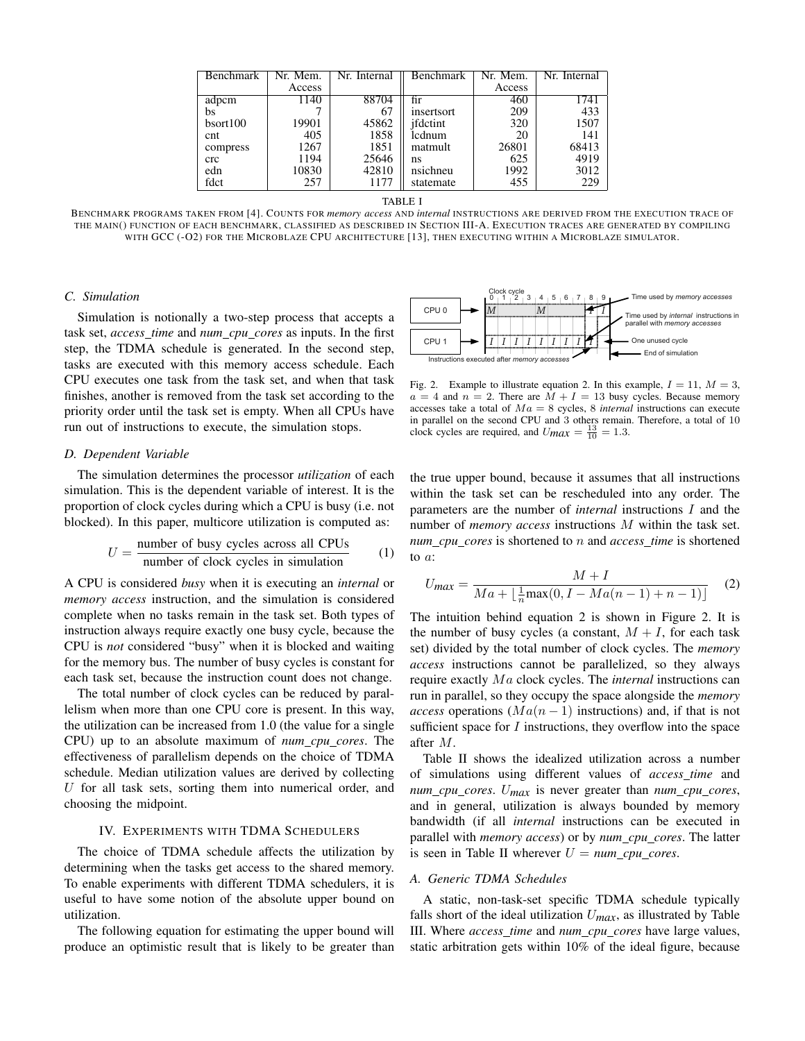| Benchmark | Nr. Mem. Access | Nr. Internal | Benchmark | Nr. Mem. Access | Nr. Internal |
|---|---|---|---|---|---|
| adpcm | 1140 | 88704 | fir | 460 | 1741 |
| bs | 7 | 67 | insertsort | 209 | 433 |
| bsort100 | 19901 | 45862 | jfdctint | 320 | 1507 |
| cnt | 405 | 1858 | lcdnum | 20 | 141 |
| compress | 1267 | 1851 | matmult | 26801 | 68413 |
| crc | 1194 | 25646 | ns | 625 | 4919 |
| edn | 10830 | 42810 | nsichneu | 1992 | 3012 |
| fdct | 257 | 1177 | statemate | 455 | 229 |

TABLE I

BENCHMARK PROGRAMS TAKEN FROM [4]. COUNTS FOR *memory access* AND *internal* INSTRUCTIONS ARE DERIVED FROM THE EXECUTION TRACE OF THE MAIN() FUNCTION OF EACH BENCHMARK, CLASSIFIED AS DESCRIBED IN SECTION III-A. EXECUTION TRACES ARE GENERATED BY COMPILING WITH GCC (-O2) FOR THE MICROBLAZE CPU ARCHITECTURE [13], THEN EXECUTING WITHIN A MICROBLAZE SIMULATOR.

### C. Simulation

Simulation is notionally a two-step process that accepts a task set, *access_time* and *num_cpu_cores* as inputs. In the first step, the TDMA schedule is generated. In the second step, tasks are executed with this memory access schedule. Each CPU executes one task from the task set, and when that task finishes, another is removed from the task set according to the priority order until the task set is empty. When all CPUs have run out of instructions to execute, the simulation stops.

### D. Dependent Variable

The simulation determines the processor *utilization* of each simulation. This is the dependent variable of interest. It is the proportion of clock cycles during which a CPU is busy (i.e. not blocked). In this paper, multicore utilization is computed as:

$$U = \frac{\text{number of busy cycles across all CPUs}}{\text{number of clock cycles in simulation}} \quad (1)$$

A CPU is considered *busy* when it is executing an *internal* or *memory access* instruction, and the simulation is considered complete when no tasks remain in the task set. Both types of instruction always require exactly one busy cycle, because the CPU is *not* considered "busy" when it is blocked and waiting for the memory bus. The number of busy cycles is constant for each task set, because the instruction count does not change.

The total number of clock cycles can be reduced by parallelism when more than one CPU core is present. In this way, the utilization can be increased from 1.0 (the value for a single CPU) up to an absolute maximum of *num_cpu_cores*. The effectiveness of parallelism depends on the choice of TDMA schedule. Median utilization values are derived by collecting $U$ for all task sets, sorting them into numerical order, and choosing the midpoint.

## IV. EXPERIMENTS WITH TDMA SCHEDULERS

The choice of TDMA schedule affects the utilization by determining when the tasks get access to the shared memory. To enable experiments with different TDMA schedulers, it is useful to have some notion of the absolute upper bound on utilization.

The following equation for estimating the upper bound will produce an optimistic result that is likely to be greater than the true upper bound, because it assumes that all instructions within the task set can be rescheduled into any order. The parameters are the number of *internal* instructions $I$ and the number of *memory access* instructions $M$ within the task set. *num_cpu_cores* is shortened to $n$ and *access_time* is shortened to $a$:

$$U_{max} = \frac{M + I}{Ma + \lfloor \frac{1}{n} \max(0, I - Ma(n-1) + n - 1) \rfloor} \quad (2)$$

Fig. 2. Example to illustrate equation 2. In this example, $I = 11$, $M = 3$, $a = 4$ and $n = 2$. There are $M + I = 13$ busy cycles. Because memory accesses take a total of $Ma = 8$ cycles, 8 *internal* instructions can execute in parallel on the second CPU and 3 others remain. Therefore, a total of 10 clock cycles are required, and $U_{max} = \frac{13}{10} = 1.3$.

The intuition behind equation 2 is shown in Figure 2. It is the number of busy cycles (a constant, $M + I$, for each task set) divided by the total number of clock cycles. The *memory access* instructions cannot be parallelized, so they always require exactly $Ma$ clock cycles. The *internal* instructions can run in parallel, so they occupy the space alongside the *memory access* operations ($Ma(n-1)$ instructions) and, if that is not sufficient space for $I$ instructions, they overflow into the space after $M$.

Table II shows the idealized utilization across a number of simulations using different values of *access_time* and *num_cpu_cores*. $U_{max}$ is never greater than *num_cpu_cores*, and in general, utilization is always bounded by memory bandwidth (if all *internal* instructions can be executed in parallel with *memory access*) or by *num_cpu_cores*. The latter is seen in Table II wherever $U =$ *num_cpu_cores*.

### A. Generic TDMA Schedules

A static, non-task-set specific TDMA schedule typically falls short of the ideal utilization $U_{max}$, as illustrated by Table III. Where *access_time* and *num_cpu_cores* have large values, static arbitration gets within 10% of the ideal figure, because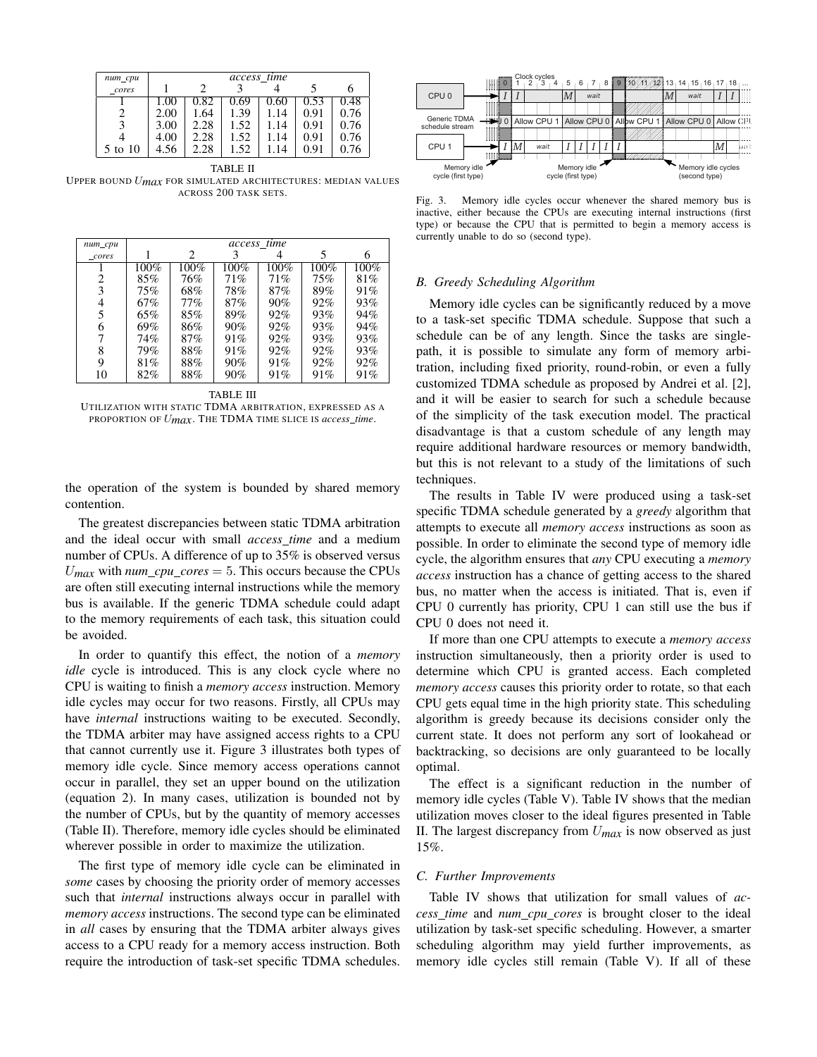| num_cpu _cores | access_time | | | | | |
|---|---|---|---|---|---|---|
| | 1 | 2 | 3 | 4 | 5 | 6 |
| 1 | 1.00 | 0.82 | 0.69 | 0.60 | 0.53 | 0.48 |
| 2 | 2.00 | 1.64 | 1.39 | 1.14 | 0.91 | 0.76 |
| 3 | 3.00 | 2.28 | 1.52 | 1.14 | 0.91 | 0.76 |
| 4 | 4.00 | 2.28 | 1.52 | 1.14 | 0.91 | 0.76 |
| 5 to 10 | 4.56 | 2.28 | 1.52 | 1.14 | 0.91 | 0.76 |

TABLE II
UPPER BOUND $U_{max}$ FOR SIMULATED ARCHITECTURES: MEDIAN VALUES ACROSS 200 TASK SETS.

| num_cpu _cores | access_time | | | | | |
|---|---|---|---|---|---|---|
| | 1 | 2 | 3 | 4 | 5 | 6 |
| 1 | 100% | 100% | 100% | 100% | 100% | 100% |
| 2 | 85% | 76% | 71% | 71% | 75% | 81% |
| 3 | 75% | 68% | 78% | 87% | 89% | 91% |
| 4 | 67% | 77% | 87% | 90% | 92% | 93% |
| 5 | 65% | 85% | 89% | 92% | 93% | 94% |
| 6 | 69% | 86% | 90% | 92% | 93% | 94% |
| 7 | 74% | 87% | 91% | 92% | 93% | 93% |
| 8 | 79% | 88% | 91% | 92% | 92% | 93% |
| 9 | 81% | 88% | 90% | 91% | 92% | 92% |
| 10 | 82% | 88% | 90% | 91% | 91% | 91% |

TABLE III
UTILIZATION WITH STATIC TDMA ARBITRATION, EXPRESSED AS A PROPORTION OF $U_{max}$. THE TDMA TIME SLICE IS *access_time*.

the operation of the system is bounded by shared memory contention.

The greatest discrepancies between static TDMA arbitration and the ideal occur with small *access_time* and a medium number of CPUs. A difference of up to 35% is observed versus $U_{max}$ with *num_cpu_cores* = 5. This occurs because the CPUs are often still executing internal instructions while the memory bus is available. If the generic TDMA schedule could adapt to the memory requirements of each task, this situation could be avoided.

In order to quantify this effect, the notion of a *memory idle* cycle is introduced. This is any clock cycle where no CPU is waiting to finish a *memory access* instruction. Memory idle cycles may occur for two reasons. Firstly, all CPUs may have *internal* instructions waiting to be executed. Secondly, the TDMA arbiter may have assigned access rights to a CPU that cannot currently use it. Figure 3 illustrates both types of memory idle cycle. Since memory access operations cannot occur in parallel, they set an upper bound on the utilization (equation 2). In many cases, utilization is bounded not by the number of CPUs, but by the quantity of memory accesses (Table II). Therefore, memory idle cycles should be eliminated wherever possible in order to maximize the utilization.

The first type of memory idle cycle can be eliminated in *some* cases by choosing the priority order of memory accesses such that *internal* instructions always occur in parallel with *memory access* instructions. The second type can be eliminated in *all* cases by ensuring that the TDMA arbiter always gives access to a CPU ready for a memory access instruction. Both require the introduction of task-set specific TDMA schedules.

Fig. 3. Memory idle cycles occur whenever the shared memory bus is inactive, either because the CPUs are executing internal instructions (first type) or because the CPU that is permitted to begin a memory access is currently unable to do so (second type).

### B. Greedy Scheduling Algorithm

Memory idle cycles can be significantly reduced by a move to a task-set specific TDMA schedule. Suppose that such a schedule can be of any length. Since the tasks are single-path, it is possible to simulate any form of memory arbitration, including fixed priority, round-robin, or even a fully customized TDMA schedule as proposed by Andrei et al. [2], and it will be easier to search for such a schedule because of the simplicity of the task execution model. The practical disadvantage is that a custom schedule of any length may require additional hardware resources or memory bandwidth, but this is not relevant to a study of the limitations of such techniques.

The results in Table IV were produced using a task-set specific TDMA schedule generated by a *greedy* algorithm that attempts to execute all *memory access* instructions as soon as possible. In order to eliminate the second type of memory idle cycle, the algorithm ensures that *any* CPU executing a *memory access* instruction has a chance of getting access to the shared bus, no matter when the access is initiated. That is, even if CPU 0 currently has priority, CPU 1 can still use the bus if CPU 0 does not need it.

If more than one CPU attempts to execute a *memory access* instruction simultaneously, then a priority order is used to determine which CPU is granted access. Each completed *memory access* causes this priority order to rotate, so that each CPU gets equal time in the high priority state. This scheduling algorithm is greedy because its decisions consider only the current state. It does not perform any sort of lookahead or backtracking, so decisions are only guaranteed to be locally optimal.

The effect is a significant reduction in the number of memory idle cycles (Table V). Table IV shows that the median utilization moves closer to the ideal figures presented in Table II. The largest discrepancy from $U_{max}$ is now observed as just 15%.

### C. Further Improvements

Table IV shows that utilization for small values of *access_time* and *num_cpu_cores* is brought closer to the ideal utilization by task-set specific scheduling. However, a smarter scheduling algorithm may yield further improvements, as memory idle cycles still remain (Table V). If all of these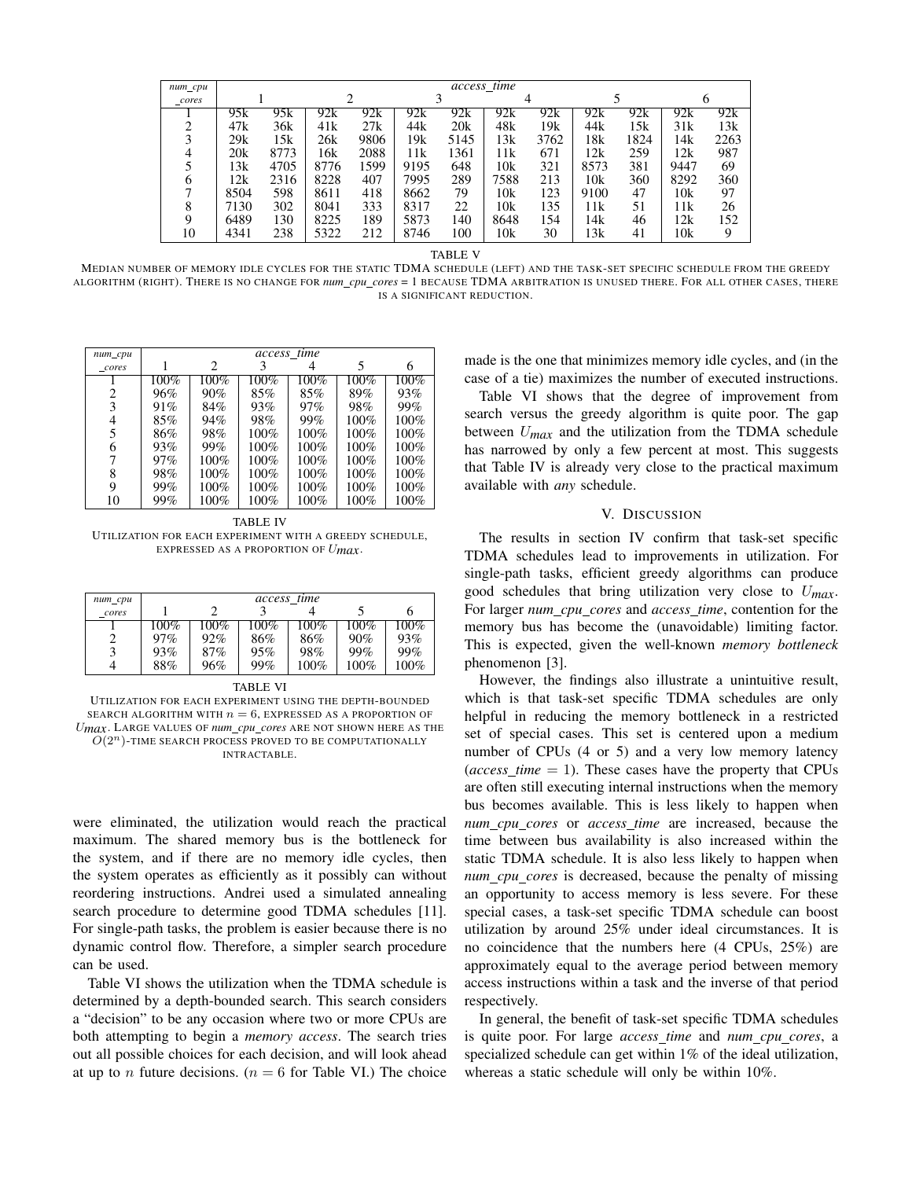| num_cpu _cores | access_time | | | | | | | | | | | |
|---|---|---|---|---|---|---|---|---|---|---|---|---|
| | 1 | | 2 | | 3 | | 4 | | 5 | | 6 | |
| 1 | 95k | 95k | 92k | 92k | 92k | 92k | 92k | 92k | 92k | 92k | 92k | 92k |
| 2 | 47k | 36k | 41k | 27k | 44k | 20k | 48k | 19k | 44k | 15k | 31k | 13k |
| 3 | 29k | 15k | 26k | 9806 | 19k | 5145 | 13k | 3762 | 18k | 1824 | 14k | 2263 |
| 4 | 20k | 8773 | 16k | 2088 | 11k | 1361 | 11k | 671 | 12k | 259 | 12k | 987 |
| 5 | 13k | 4705 | 8776 | 1599 | 9195 | 648 | 10k | 321 | 8573 | 381 | 9447 | 69 |
| 6 | 12k | 2316 | 8228 | 407 | 7995 | 289 | 7588 | 213 | 10k | 360 | 8292 | 360 |
| 7 | 8504 | 598 | 8611 | 418 | 8662 | 79 | 10k | 123 | 9100 | 47 | 10k | 97 |
| 8 | 7130 | 302 | 8041 | 333 | 8317 | 22 | 10k | 135 | 11k | 51 | 11k | 26 |
| 9 | 6489 | 130 | 8225 | 189 | 5873 | 140 | 8648 | 154 | 14k | 46 | 12k | 152 |
| 10 | 4341 | 238 | 5322 | 212 | 8746 | 100 | 10k | 30 | 13k | 41 | 10k | 9 |

TABLE V

MEDIAN NUMBER OF MEMORY IDLE CYCLES FOR THE STATIC TDMA SCHEDULE (LEFT) AND THE TASK-SET SPECIFIC SCHEDULE FROM THE GREEDY ALGORITHM (RIGHT). THERE IS NO CHANGE FOR *num_cpu_cores* = 1 BECAUSE TDMA ARBITRATION IS UNUSED THERE. FOR ALL OTHER CASES, THERE IS A SIGNIFICANT REDUCTION.

| num_cpu _cores | access_time | | | | | |
|---|---|---|---|---|---|---|
| | 1 | 2 | 3 | 4 | 5 | 6 |
| 1 | 100% | 100% | 100% | 100% | 100% | 100% |
| 2 | 96% | 90% | 85% | 85% | 89% | 93% |
| 3 | 91% | 84% | 93% | 97% | 98% | 99% |
| 4 | 85% | 94% | 98% | 99% | 100% | 100% |
| 5 | 86% | 98% | 100% | 100% | 100% | 100% |
| 6 | 93% | 99% | 100% | 100% | 100% | 100% |
| 7 | 97% | 100% | 100% | 100% | 100% | 100% |
| 8 | 98% | 100% | 100% | 100% | 100% | 100% |
| 9 | 99% | 100% | 100% | 100% | 100% | 100% |
| 10 | 99% | 100% | 100% | 100% | 100% | 100% |

TABLE IV

UTILIZATION FOR EACH EXPERIMENT WITH A GREEDY SCHEDULE, EXPRESSED AS A PROPORTION OF $U_{max}$.

| num_cpu _cores | access_time | | | | | |
|---|---|---|---|---|---|---|
| | 1 | 2 | 3 | 4 | 5 | 6 |
| 1 | 100% | 100% | 100% | 100% | 100% | 100% |
| 2 | 97% | 92% | 86% | 86% | 90% | 93% |
| 3 | 93% | 87% | 95% | 98% | 99% | 99% |
| 4 | 88% | 96% | 99% | 100% | 100% | 100% |

TABLE VI

UTILIZATION FOR EACH EXPERIMENT USING THE DEPTH-BOUNDED SEARCH ALGORITHM WITH $n = 6$, EXPRESSED AS A PROPORTION OF $U_{max}$. LARGE VALUES OF *num_cpu_cores* ARE NOT SHOWN HERE AS THE $O(2^n)$-TIME SEARCH PROCESS PROVED TO BE COMPUTATIONALLY INTRACTABLE.

were eliminated, the utilization would reach the practical maximum. The shared memory bus is the bottleneck for the system, and if there are no memory idle cycles, then the system operates as efficiently as it possibly can without reordering instructions. Andrei used a simulated annealing search procedure to determine good TDMA schedules [11]. For single-path tasks, the problem is easier because there is no dynamic control flow. Therefore, a simpler search procedure can be used.

Table VI shows the utilization when the TDMA schedule is determined by a depth-bounded search. This search considers a "decision" to be any occasion where two or more CPUs are both attempting to begin a *memory access*. The search tries out all possible choices for each decision, and will look ahead at up to $n$ future decisions. ($n = 6$ for Table VI.) The choice made is the one that minimizes memory idle cycles, and (in the case of a tie) maximizes the number of executed instructions.

Table VI shows that the degree of improvement from search versus the greedy algorithm is quite poor. The gap between $U_{max}$ and the utilization from the TDMA schedule has narrowed by only a few percent at most. This suggests that Table IV is already very close to the practical maximum available with *any* schedule.

## V. Discussion

The results in section IV confirm that task-set specific TDMA schedules lead to improvements in utilization. For single-path tasks, efficient greedy algorithms can produce good schedules that bring utilization very close to $U_{max}$. For larger *num_cpu_cores* and *access_time*, contention for the memory bus has become the (unavoidable) limiting factor. This is expected, given the well-known *memory bottleneck* phenomenon [3].

However, the findings also illustrate a unintuitive result, which is that task-set specific TDMA schedules are only helpful in reducing the memory bottleneck in a restricted set of special cases. This set is centered upon a medium number of CPUs (4 or 5) and a very low memory latency (*access_time* $= 1$). These cases have the property that CPUs are often still executing internal instructions when the memory bus becomes available. This is less likely to happen when *num_cpu_cores* or *access_time* are increased, because the time between bus availability is also increased within the static TDMA schedule. It is also less likely to happen when *num_cpu_cores* is decreased, because the penalty of missing an opportunity to access memory is less severe. For these special cases, a task-set specific TDMA schedule can boost utilization by around 25% under ideal circumstances. It is no coincidence that the numbers here (4 CPUs, 25%) are approximately equal to the average period between memory access instructions within a task and the inverse of that period respectively.

In general, the benefit of task-set specific TDMA schedules is quite poor. For large *access_time* and *num_cpu_cores*, a specialized schedule can get within 1% of the ideal utilization, whereas a static schedule will only be within 10%.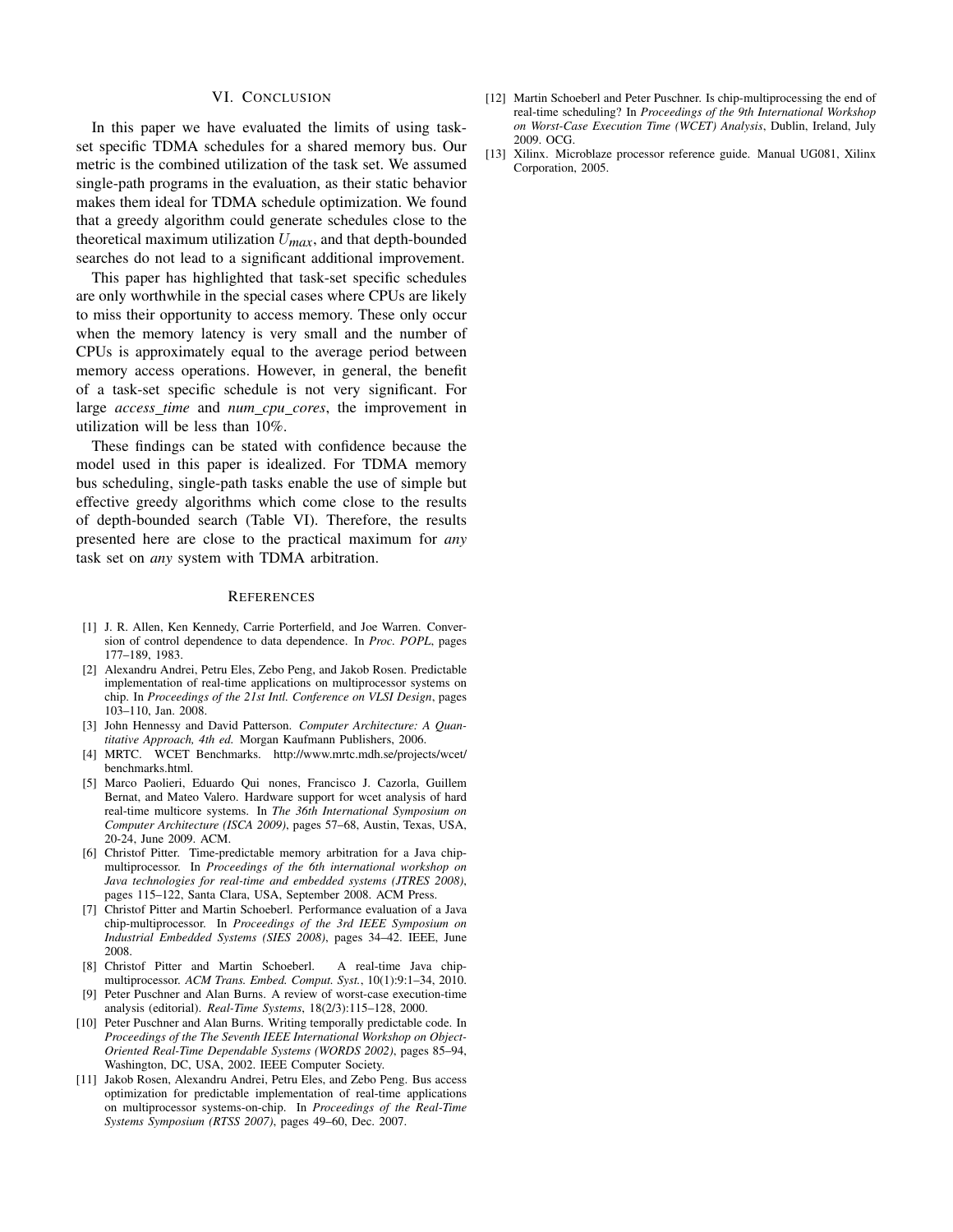## VI. Conclusion

In this paper we have evaluated the limits of using task-set specific TDMA schedules for a shared memory bus. Our metric is the combined utilization of the task set. We assumed single-path programs in the evaluation, as their static behavior makes them ideal for TDMA schedule optimization. We found that a greedy algorithm could generate schedules close to the theoretical maximum utilization $U_{max}$, and that depth-bounded searches do not lead to a significant additional improvement.

This paper has highlighted that task-set specific schedules are only worthwhile in the special cases where CPUs are likely to miss their opportunity to access memory. These only occur when the memory latency is very small and the number of CPUs is approximately equal to the average period between memory access operations. However, in general, the benefit of a task-set specific schedule is not very significant. For large *access_time* and *num_cpu_cores*, the improvement in utilization will be less than 10%.

These findings can be stated with confidence because the model used in this paper is idealized. For TDMA memory bus scheduling, single-path tasks enable the use of simple but effective greedy algorithms which come close to the results of depth-bounded search (Table VI). Therefore, the results presented here are close to the practical maximum for *any* task set on *any* system with TDMA arbitration.

## References

[1] J. R. Allen, Ken Kennedy, Carrie Porterfield, and Joe Warren. Conversion of control dependence to data dependence. In *Proc. POPL*, pages 177–189, 1983.

[2] Alexandru Andrei, Petru Eles, Zebo Peng, and Jakob Rosen. Predictable implementation of real-time applications on multiprocessor systems on chip. In *Proceedings of the 21st Intl. Conference on VLSI Design*, pages 103–110, Jan. 2008.

[3] John Hennessy and David Patterson. *Computer Architecture: A Quantitative Approach, 4th ed.* Morgan Kaufmann Publishers, 2006.

[4] MRTC. WCET Benchmarks. http://www.mrtc.mdh.se/projects/wcet/benchmarks.html.

[5] Marco Paolieri, Eduardo Qui nones, Francisco J. Cazorla, Guillem Bernat, and Mateo Valero. Hardware support for wcet analysis of hard real-time multicore systems. In *The 36th International Symposium on Computer Architecture (ISCA 2009)*, pages 57–68, Austin, Texas, USA, 20-24, June 2009. ACM.

[6] Christof Pitter. Time-predictable memory arbitration for a Java chip-multiprocessor. In *Proceedings of the 6th international workshop on Java technologies for real-time and embedded systems (JTRES 2008)*, pages 115–122, Santa Clara, USA, September 2008. ACM Press.

[7] Christof Pitter and Martin Schoeberl. Performance evaluation of a Java chip-multiprocessor. In *Proceedings of the 3rd IEEE Symposium on Industrial Embedded Systems (SIES 2008)*, pages 34–42. IEEE, June 2008.

[8] Christof Pitter and Martin Schoeberl. A real-time Java chip-multiprocessor. *ACM Trans. Embed. Comput. Syst.*, 10(1):9:1–34, 2010.

[9] Peter Puschner and Alan Burns. A review of worst-case execution-time analysis (editorial). *Real-Time Systems*, 18(2/3):115–128, 2000.

[10] Peter Puschner and Alan Burns. Writing temporally predictable code. In *Proceedings of the The Seventh IEEE International Workshop on Object-Oriented Real-Time Dependable Systems (WORDS 2002)*, pages 85–94, Washington, DC, USA, 2002. IEEE Computer Society.

[11] Jakob Rosen, Alexandru Andrei, Petru Eles, and Zebo Peng. Bus access optimization for predictable implementation of real-time applications on multiprocessor systems-on-chip. In *Proceedings of the Real-Time Systems Symposium (RTSS 2007)*, pages 49–60, Dec. 2007.

[12] Martin Schoeberl and Peter Puschner. Is chip-multiprocessing the end of real-time scheduling? In *Proceedings of the 9th International Workshop on Worst-Case Execution Time (WCET) Analysis*, Dublin, Ireland, July 2009. OCG.

[13] Xilinx. Microblaze processor reference guide. Manual UG081, Xilinx Corporation, 2005.